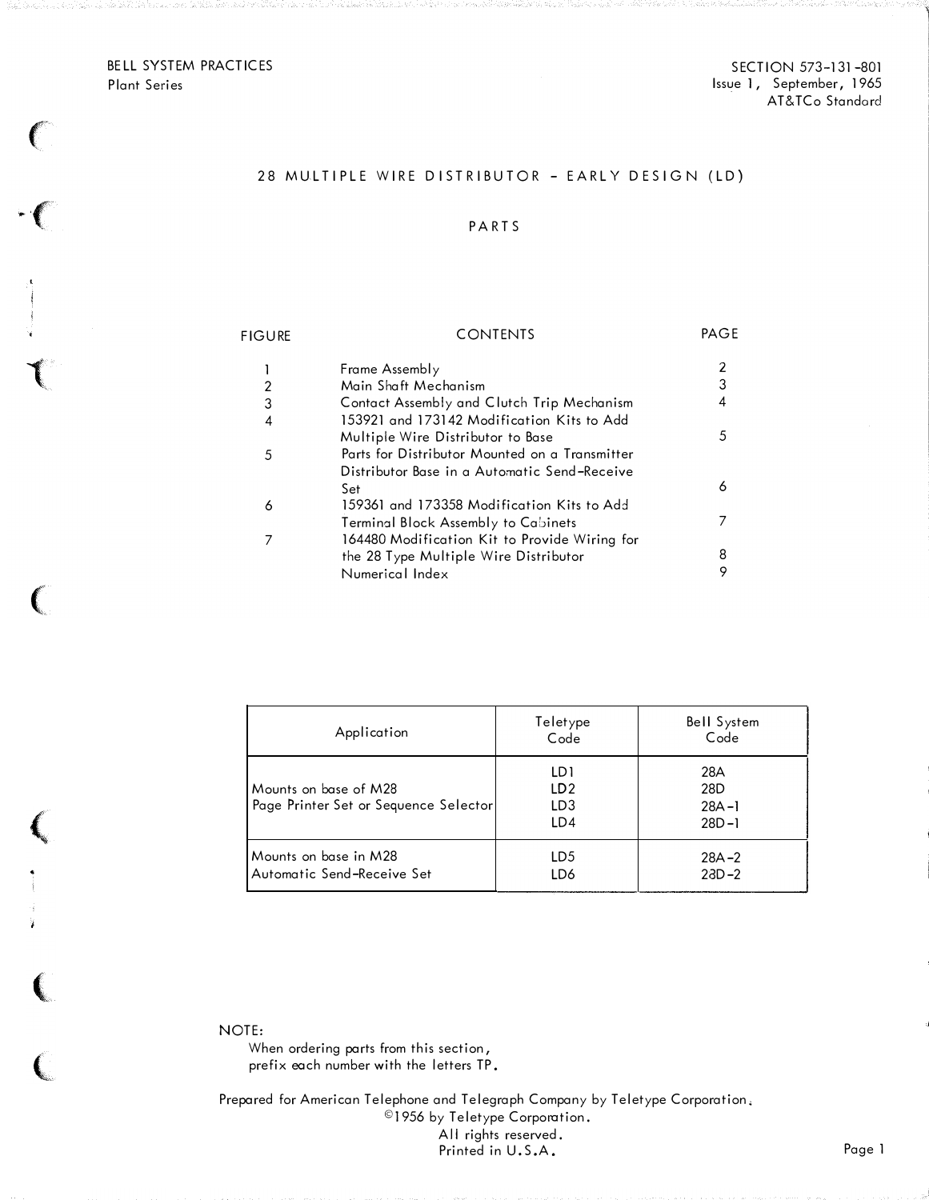BELL SYSTEM PRACTICES
Plant Series

SECTION 573-131-801
Issue 1, September, 1965
AT&TCo Standard

# 28 MULTIPLE WIRE DISTRIBUTOR - EARLY DESIGN (LD)

## PARTS

| FIGURE | CONTENTS | PAGE |
|---|---|---|
| 1 | Frame Assembly | 2 |
| 2 | Main Shaft Mechanism | 3 |
| 3 | Contact Assembly and Clutch Trip Mechanism | 4 |
| 4 | 153921 and 173142 Modification Kits to Add Multiple Wire Distributor to Base | 5 |
| 5 | Parts for Distributor Mounted on a Transmitter Distributor Base in a Automatic Send-Receive Set | 6 |
| 6 | 159361 and 173358 Modification Kits to Add Terminal Block Assembly to Cabinets | 7 |
| 7 | 164480 Modification Kit to Provide Wiring for the 28 Type Multiple Wire Distributor | 8 |
| | Numerical Index | 9 |

| Application | Teletype Code | Bell System Code |
|---|---|---|
| Mounts on base of M28 Page Printer Set or Sequence Selector | LD1<br>LD2<br>LD3<br>LD4 | 28A<br>28D<br>28A-1<br>28D-1 |
| Mounts on base in M28 Automatic Send-Receive Set | LD5<br>LD6 | 28A-2<br>28D-2 |

NOTE:
When ordering parts from this section, prefix each number with the letters TP.

Prepared for American Telephone and Telegraph Company by Teletype Corporation.
©1956 by Teletype Corporation.
All rights reserved.
Printed in U.S.A.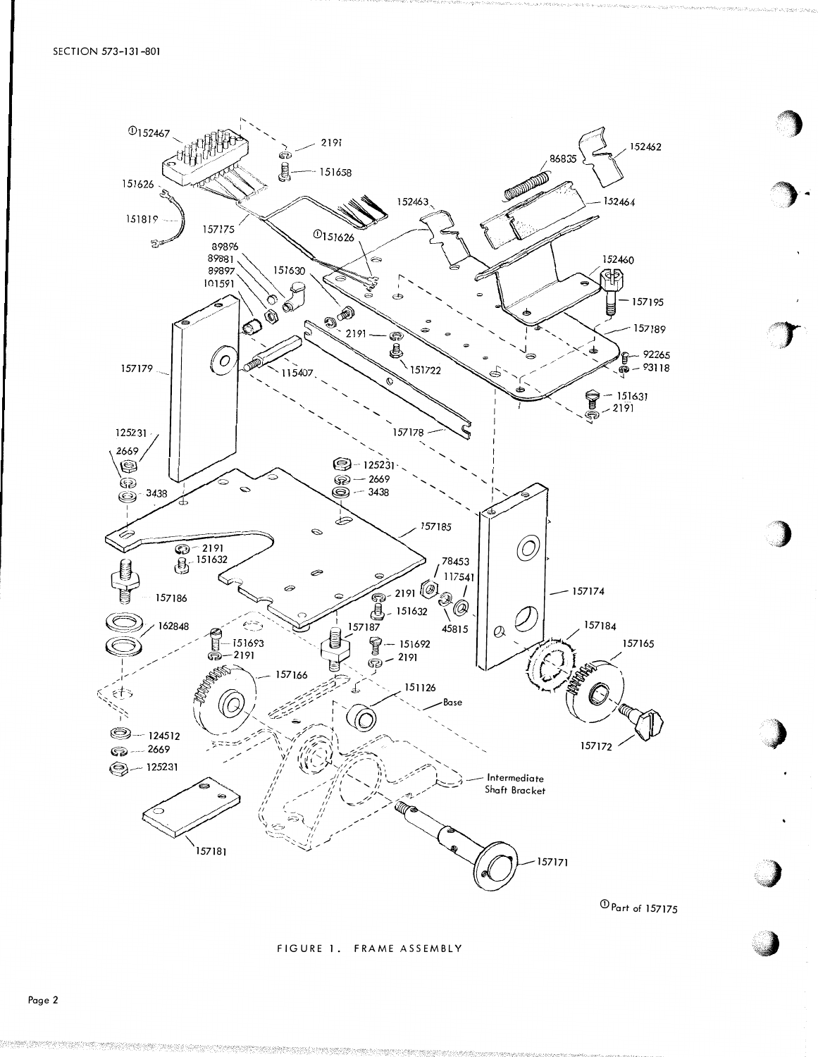①Part of 157175

FIGURE 1. FRAME ASSEMBLY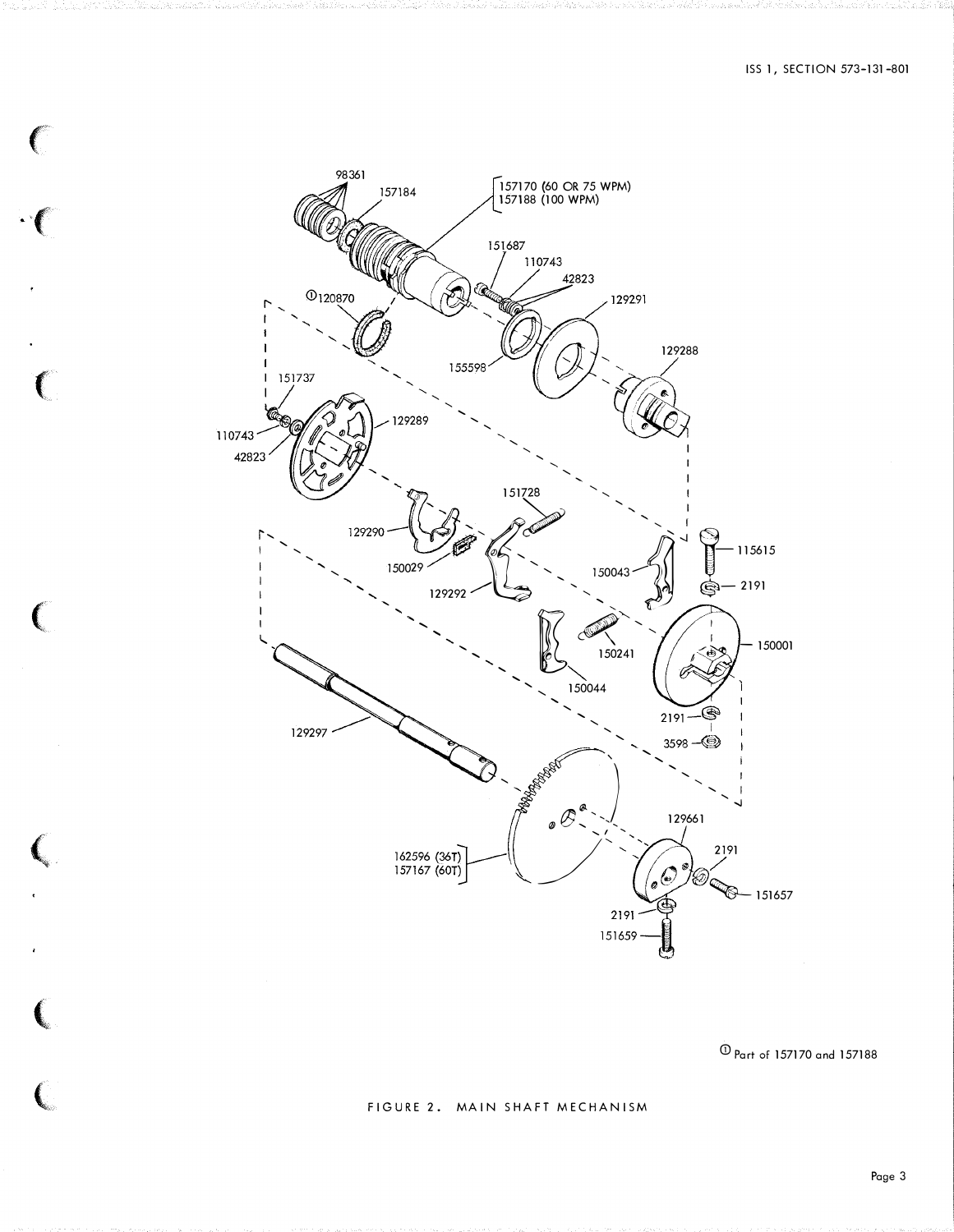① Part of 157170 and 157188

FIGURE 2. MAIN SHAFT MECHANISM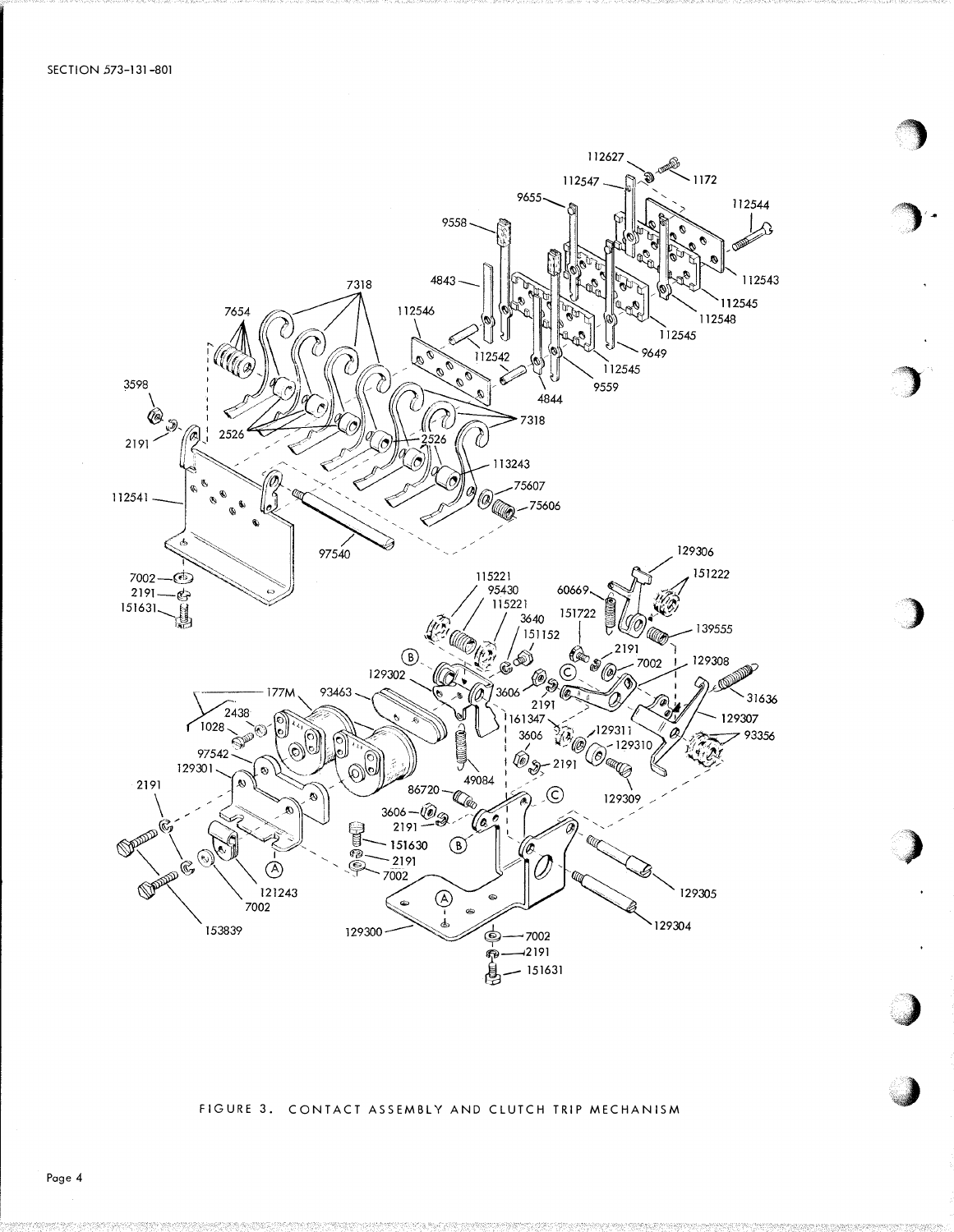FIGURE 3. CONTACT ASSEMBLY AND CLUTCH TRIP MECHANISM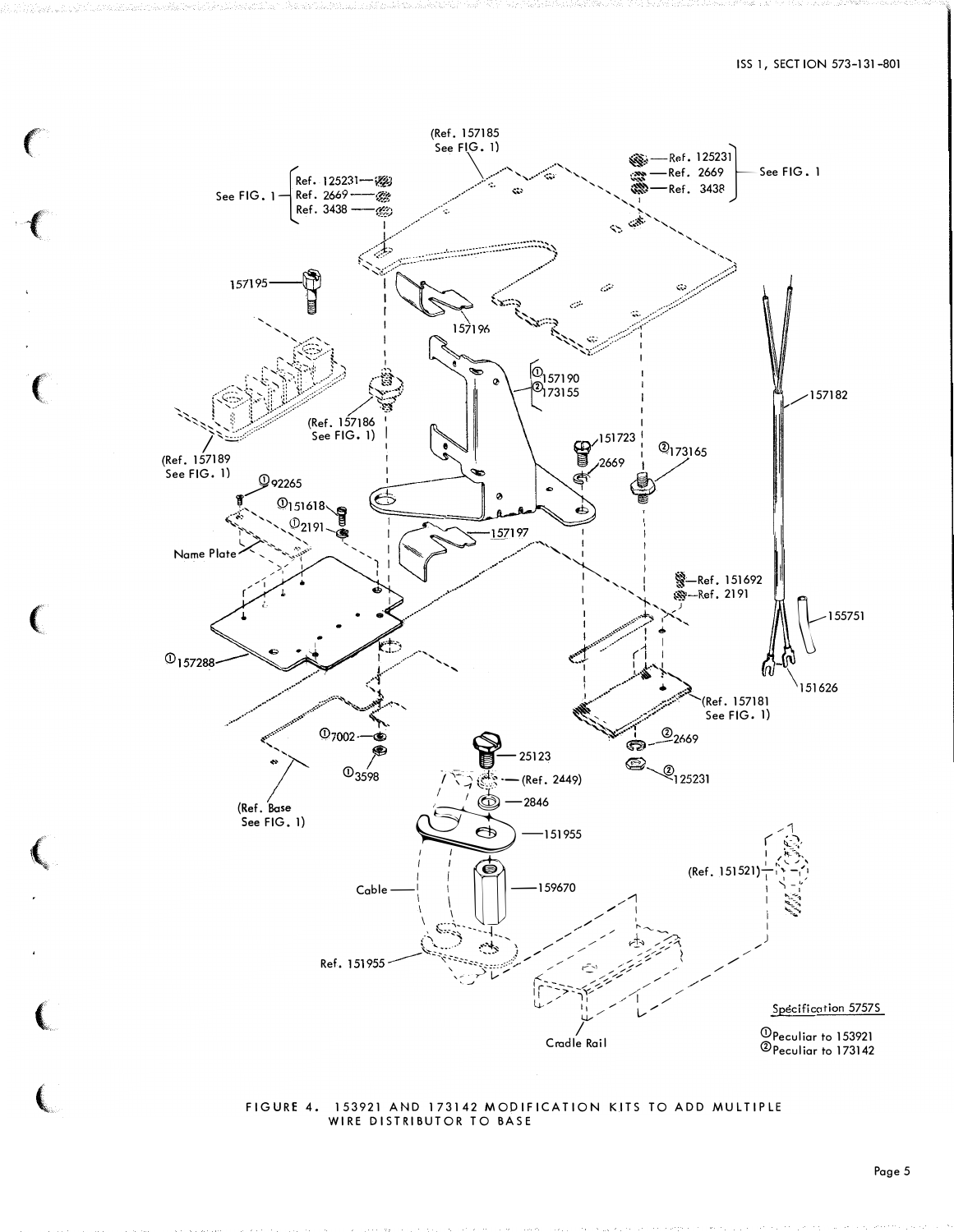Specification 5757S

①Peculiar to 153921
②Peculiar to 173142

FIGURE 4. 153921 AND 173142 MODIFICATION KITS TO ADD MULTIPLE WIRE DISTRIBUTOR TO BASE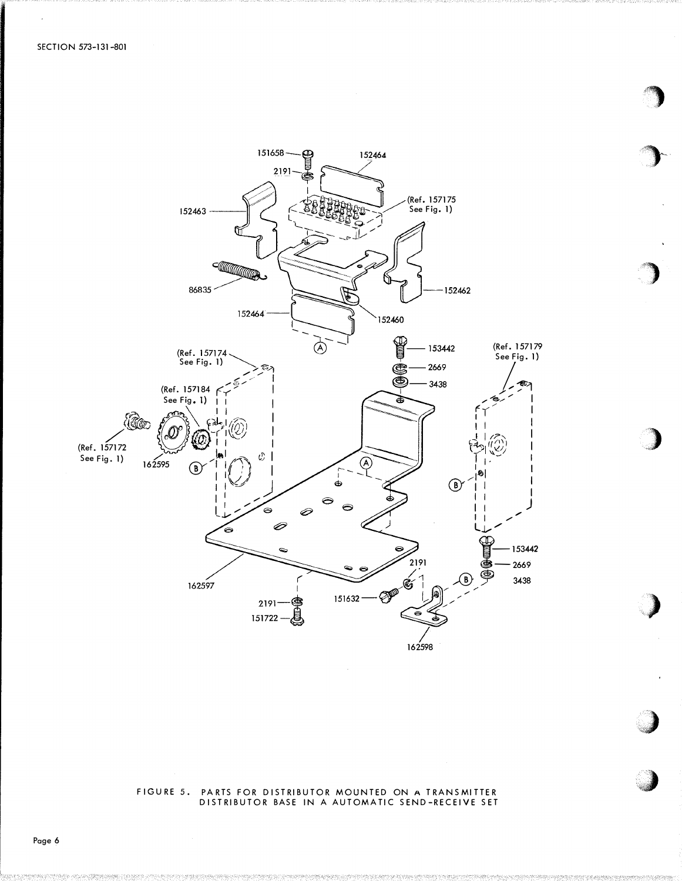151658
2191
152464
152463
(Ref. 157175 See Fig. 1)
86835
152462
152464
152460
(Ref. 157174 See Fig. 1)
(Ref. 157184 See Fig. 1)
153442
2669
3438
(Ref. 157179 See Fig. 1)
(Ref. 157172 See Fig. 1)
162595
162597
153442
2669
3438
2191
151632
2191
151722
162598

FIGURE 5. PARTS FOR DISTRIBUTOR MOUNTED ON A TRANSMITTER DISTRIBUTOR BASE IN A AUTOMATIC SEND-RECEIVE SET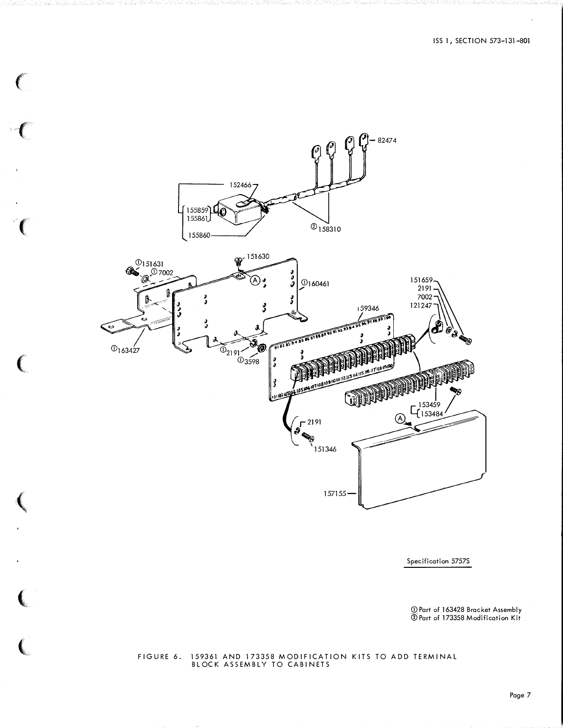Specification 5757S

① Part of 163428 Bracket Assembly
② Part of 173358 Modification Kit

FIGURE 6. 159361 AND 173358 MODIFICATION KITS TO ADD TERMINAL BLOCK ASSEMBLY TO CABINETS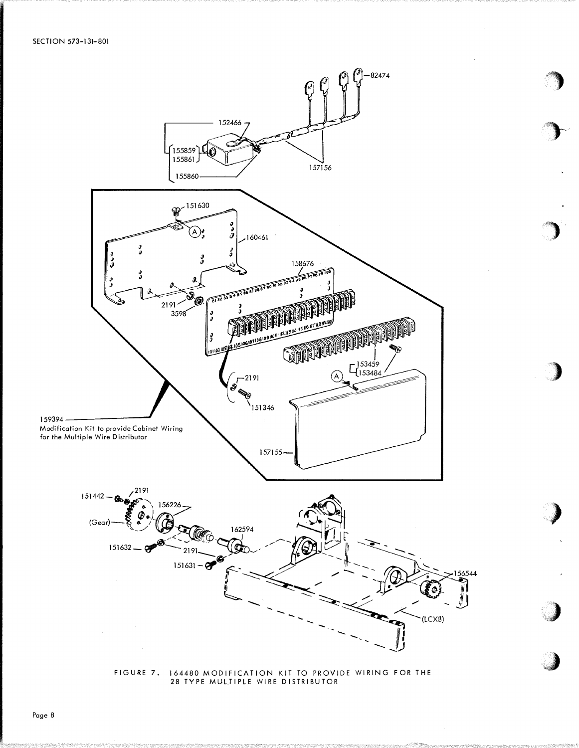FIGURE 7. 164480 MODIFICATION KIT TO PROVIDE WIRING FOR THE 28 TYPE MULTIPLE WIRE DISTRIBUTOR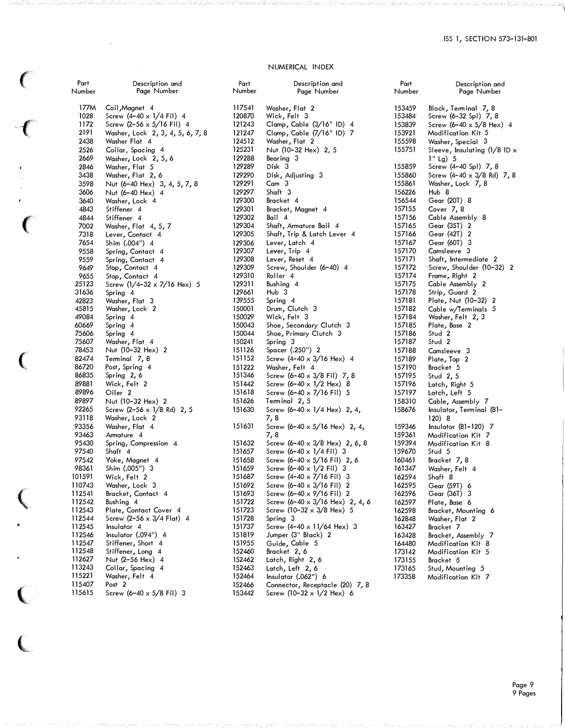## NUMERICAL INDEX

| Part Number | Description and Page Number |
|---|---|
| 177M | Coil, Magnet 4 |
| 1028 | Screw (4-40 x 1/4 Fil) 4 |
| 1172 | Screw (2-56 x 5/16 Fil) 4 |
| 2191 | Washer, Lock 2, 3, 4, 5, 6, 7, 8 |
| 2438 | Washer Flat 4 |
| 2526 | Collar, Spacing 4 |
| 2669 | Washer, Lock 2, 5, 6 |
| 2846 | Washer, Flat 5 |
| 3438 | Washer, Flat 2, 6 |
| 3598 | Nut (6-40 Hex) 3, 4, 5, 7, 8 |
| 3606 | Nut (6-40 Hex) 4 |
| 3640 | Washer, Lock 4 |
| 4843 | Stiffener 4 |
| 4844 | Stiffener 4 |
| 7002 | Washer, Flat 4, 5, 7 |
| 7318 | Lever, Contact 4 |
| 7654 | Shim (.004") 4 |
| 9558 | Spring, Contact 4 |
| 9559 | Spring, Contact 4 |
| 9649 | Stop, Contact 4 |
| 9655 | Stop, Contact 4 |
| 25123 | Screw (1/4-32 x 7/16 Hex) 5 |
| 31636 | Spring 4 |
| 42823 | Washer, Flat 3 |
| 45815 | Washer, Lock 2 |
| 49084 | Spring 4 |
| 60669 | Spring 4 |
| 75606 | Spring 4 |
| 75607 | Washer, Flat 4 |
| 78453 | Nut (10-32 Hex) 2 |
| 82474 | Terminal 7, 8 |
| 86720 | Post, Spring 4 |
| 86835 | Spring 2, 6 |
| 89881 | Wick, Felt 2 |
| 89896 | Oiler 2 |
| 89897 | Nut (10-32 Hex) 2 |
| 92265 | Screw (2-56 x 1/8 Rd) 2, 5 |
| 93118 | Washer, Lock 2 |
| 93356 | Washer, Flat 4 |
| 93463 | Armature 4 |
| 95430 | Spring, Compression 4 |
| 97540 | Shaft 4 |
| 97542 | Yoke, Magnet 4 |
| 98361 | Shim (.005") 3 |
| 101591 | Wick, Felt 2 |
| 110743 | Washer, Lock 3 |
| 112541 | Bracket, Contact 4 |
| 112542 | Bushing 4 |
| 112543 | Plate, Contact Cover 4 |
| 112544 | Screw (2-56 x 3/4 Flat) 4 |
| 112545 | Insulator 4 |
| 112546 | Insulator (.094") 4 |
| 112547 | Stiffener, Short 4 |
| 112548 | Stiffener, Long 4 |
| 112627 | Nut (2-56 Hex) 4 |
| 113243 | Collar, Spacing 4 |
| 115221 | Washer, Felt 4 |
| 115407 | Post 2 |
| 115615 | Screw (6-40 x 5/8 Fil) 3 |
| 117541 | Washer, Flat 2 |
| 120870 | Wick, Felt 3 |
| 121243 | Clamp, Cable (3/16" ID) 4 |
| 121247 | Clamp, Cable (7/16" ID) 7 |
| 124512 | Washer, Flat 2 |
| 125231 | Nut (10-32 Hex) 2, 5 |
| 129288 | Bearing 3 |
| 129289 | Disk 3 |
| 129290 | Disk, Adjusting 3 |
| 129291 | Cam 3 |
| 129297 | Shaft 3 |
| 129300 | Bracket 4 |
| 129301 | Bracket, Magnet 4 |
| 129302 | Bail 4 |
| 129304 | Shaft, Armature Bail 4 |
| 129305 | Shaft, Trip & Latch Lever 4 |
| 129306 | Lever, Latch 4 |
| 129307 | Lever, Trip 4 |
| 129308 | Lever, Reset 4 |
| 129309 | Screw, Shoulder (6-40) 4 |
| 129310 | Roller 4 |
| 129311 | Bushing 4 |
| 129661 | Hub 3 |
| 139555 | Spring 4 |
| 150001 | Drum, Clutch 3 |
| 150029 | Wick, Felt 3 |
| 150043 | Shoe, Secondary Clutch 3 |
| 150044 | Shoe, Primary Clutch 3 |
| 150241 | Spring 3 |
| 151126 | Spacer (.250") 2 |
| 151152 | Screw (4-40 x 3/16 Hex) 4 |
| 151222 | Washer, Felt 4 |
| 151346 | Screw (6-40 x 3/8 Fil) 7, 8 |
| 151442 | Screw (6-40 x 1/2 Hex) 8 |
| 151618 | Screw (6-40 x 7/16 Fil) 5 |
| 151626 | Terminal 2, 5 |
| 151630 | Screw (6-40 x 1/4 Hex) 2, 4, 7, 8 |
| 151631 | Screw (6-40 x 5/16 Hex) 2, 4, 7, 8 |
| 151632 | Screw (6-40 x 3/8 Hex) 2, 6, 8 |
| 151657 | Screw (6-40 x 1/4 Fil) 3 |
| 151658 | Screw (6-40 x 5/16 Fil) 2, 6 |
| 151659 | Screw (6-40 x 1/2 Fil) 3 |
| 151687 | Screw (4-40 x 7/16 Fil) 3 |
| 151692 | Screw (6-40 x 3/16 Fil) 2 |
| 151693 | Screw (6-40 x 9/16 Fil) 2 |
| 151722 | Screw (6-40 x 3/16 Hex) 2, 4, 6 |
| 151723 | Screw (10-32 x 3/8 Hex) 5 |
| 151728 | Spring 3 |
| 151737 | Screw (4-40 x 11/64 Hex) 3 |
| 151819 | Jumper (3" Black) 2 |
| 151955 | Guide, Cable 5 |
| 152460 | Bracket 2, 6 |
| 152462 | Latch, Right 2, 6 |
| 152463 | Latch, Left 2, 6 |
| 152464 | Insulator (.062") 6 |
| 152466 | Connector, Receptacle (20) 7, 8 |
| 153442 | Screw (10-32 x 1/2 Hex) 6 |
| 153459 | Block, Terminal 7, 8 |
| 153484 | Screw (6-32 Spl) 7, 8 |
| 153839 | Screw (6-40 x 5/8 Hex) 4 |
| 153921 | Modification Kit 5 |
| 155598 | Washer, Special 3 |
| 155751 | Sleeve, Insulating (1/8 ID x 1" Lg) 5 |
| 155859 | Screw (4-40 Spl) 7, 8 |
| 155860 | Screw (4-40 x 3/8 Rd) 7, 8 |
| 155861 | Washer, Lock 7, 8 |
| 156226 | Hub 8 |
| 156544 | Gear (20T) 8 |
| 157155 | Cover 7, 8 |
| 157156 | Cable Assembly 8 |
| 157165 | Gear (35T) 2 |
| 157166 | Gear (42T) 2 |
| 157167 | Gear (60T) 3 |
| 157170 | Camsleeve 3 |
| 157171 | Shaft, Intermediate 2 |
| 157172 | Screw, Shoulder (10-32) 2 |
| 157174 | Frame, Right 2 |
| 157175 | Cable Assembly 2 |
| 157178 | Strip, Guard 2 |
| 157181 | Plate, Nut (10-32) 2 |
| 157182 | Cable w/Terminals 5 |
| 157184 | Washer, Felt 2, 3 |
| 157185 | Plate, Base 2 |
| 157186 | Stud 2 |
| 157187 | Stud 2 |
| 157188 | Camsleeve 3 |
| 157189 | Plate, Top 2 |
| 157190 | Bracket 5 |
| 157195 | Stud 2, 5 |
| 157196 | Latch, Right 5 |
| 157197 | Latch, Left 5 |
| 158310 | Cable, Assembly 7 |
| 158676 | Insulator, Terminal (81-120) 8 |
| 159346 | Insulator (81-120) 7 |
| 159361 | Modification Kit 7 |
| 159394 | Modification Kit 8 |
| 159670 | Stud 5 |
| 160461 | Bracket 7, 8 |
| 161347 | Washer, Felt 4 |
| 162594 | Shaft 8 |
| 162595 | Gear (59T) 6 |
| 162596 | Gear (36T) 3 |
| 162597 | Plate, Base 6 |
| 162598 | Bracket, Mounting 6 |
| 162848 | Washer, Flat 2 |
| 163427 | Bracket 7 |
| 163428 | Bracket, Assembly 7 |
| 164480 | Modification Kit 8 |
| 173142 | Modification Kit 5 |
| 173155 | Bracket 5 |
| 173165 | Stud, Mounting 5 |
| 173358 | Modification Kit 7 |